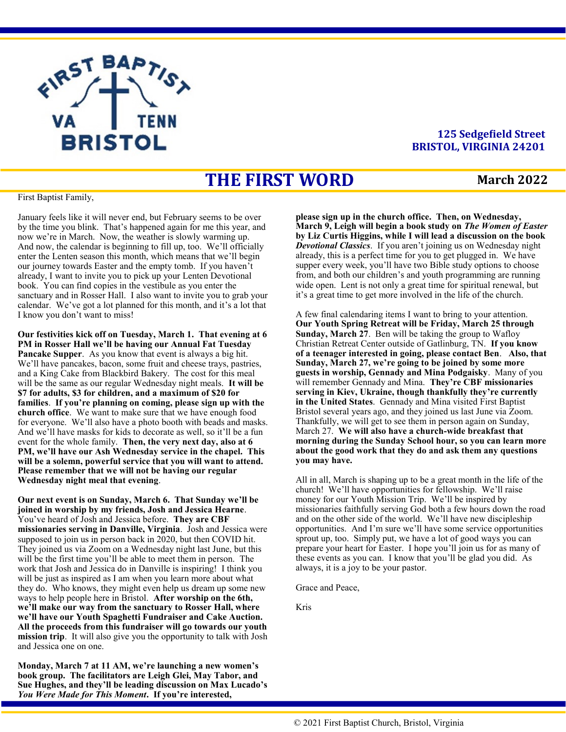125 Sedgefield Street
BRISTOL, VIRGINIA 24201

# THE FIRST WORD

**March 2022**

First Baptist Family,

January feels like it will never end, but February seems to be over by the time you blink. That's happened again for me this year, and now we're in March. Now, the weather is slowly warming up. And now, the calendar is beginning to fill up, too. We'll officially enter the Lenten season this month, which means that we'll begin our journey towards Easter and the empty tomb. If you haven't already, I want to invite you to pick up your Lenten Devotional book. You can find copies in the vestibule as you enter the sanctuary and in Rosser Hall. I also want to invite you to grab your calendar. We've got a lot planned for this month, and it's a lot that I know you don't want to miss!

**Our festivities kick off on Tuesday, March 1. That evening at 6 PM in Rosser Hall we'll be having our Annual Fat Tuesday Pancake Supper**. As you know that event is always a big hit. We'll have pancakes, bacon, some fruit and cheese trays, pastries, and a King Cake from Blackbird Bakery. The cost for this meal will be the same as our regular Wednesday night meals. **It will be $7 for adults, $3 for children, and a maximum of $20 for families**. **If you're planning on coming, please sign up with the church office**. We want to make sure that we have enough food for everyone. We'll also have a photo booth with beads and masks. And we'll have masks for kids to decorate as well, so it'll be a fun event for the whole family. **Then, the very next day, also at 6 PM, we'll have our Ash Wednesday service in the chapel. This will be a solemn, powerful service that you will want to attend. Please remember that we will not be having our regular Wednesday night meal that evening**.

**Our next event is on Sunday, March 6. That Sunday we'll be joined in worship by my friends, Josh and Jessica Hearne**. You've heard of Josh and Jessica before. **They are CBF missionaries serving in Danville, Virginia**. Josh and Jessica were supposed to join us in person back in 2020, but then COVID hit. They joined us via Zoom on a Wednesday night last June, but this will be the first time you'll be able to meet them in person. The work that Josh and Jessica do in Danville is inspiring! I think you will be just as inspired as I am when you learn more about what they do. Who knows, they might even help us dream up some new ways to help people here in Bristol. **After worship on the 6th, we'll make our way from the sanctuary to Rosser Hall, where we'll have our Youth Spaghetti Fundraiser and Cake Auction. All the proceeds from this fundraiser will go towards our youth mission trip**. It will also give you the opportunity to talk with Josh and Jessica one on one.

**Monday, March 7 at 11 AM, we're launching a new women's book group. The facilitators are Leigh Glei, May Tabor, and Sue Hughes, and they'll be leading discussion on Max Lucado's *You Were Made for This Moment*. If you're interested, please sign up in the church office. Then, on Wednesday, March 9, Leigh will begin a book study on *The Women of Easter* by Liz Curtis Higgins, while I will lead a discussion on the book *Devotional Classics***. If you aren't joining us on Wednesday night already, this is a perfect time for you to get plugged in. We have supper every week, you'll have two Bible study options to choose from, and both our children's and youth programming are running wide open. Lent is not only a great time for spiritual renewal, but it's a great time to get more involved in the life of the church.

A few final calendaring items I want to bring to your attention. **Our Youth Spring Retreat will be Friday, March 25 through Sunday, March 27**. Ben will be taking the group to Wafloy Christian Retreat Center outside of Gatlinburg, TN. **If you know of a teenager interested in going, please contact Ben**. **Also, that Sunday, March 27, we're going to be joined by some more guests in worship, Gennady and Mina Podgaisky**. Many of you will remember Gennady and Mina. **They're CBF missionaries serving in Kiev, Ukraine, though thankfully they're currently in the United States**. Gennady and Mina visited First Baptist Bristol several years ago, and they joined us last June via Zoom. Thankfully, we will get to see them in person again on Sunday, March 27. **We will also have a church-wide breakfast that morning during the Sunday School hour, so you can learn more about the good work that they do and ask them any questions you may have.**

All in all, March is shaping up to be a great month in the life of the church! We'll have opportunities for fellowship. We'll raise money for our Youth Mission Trip. We'll be inspired by missionaries faithfully serving God both a few hours down the road and on the other side of the world. We'll have new discipleship opportunities. And I'm sure we'll have some service opportunities sprout up, too. Simply put, we have a lot of good ways you can prepare your heart for Easter. I hope you'll join us for as many of these events as you can. I know that you'll be glad you did. As always, it is a joy to be your pastor.

Grace and Peace,

Kris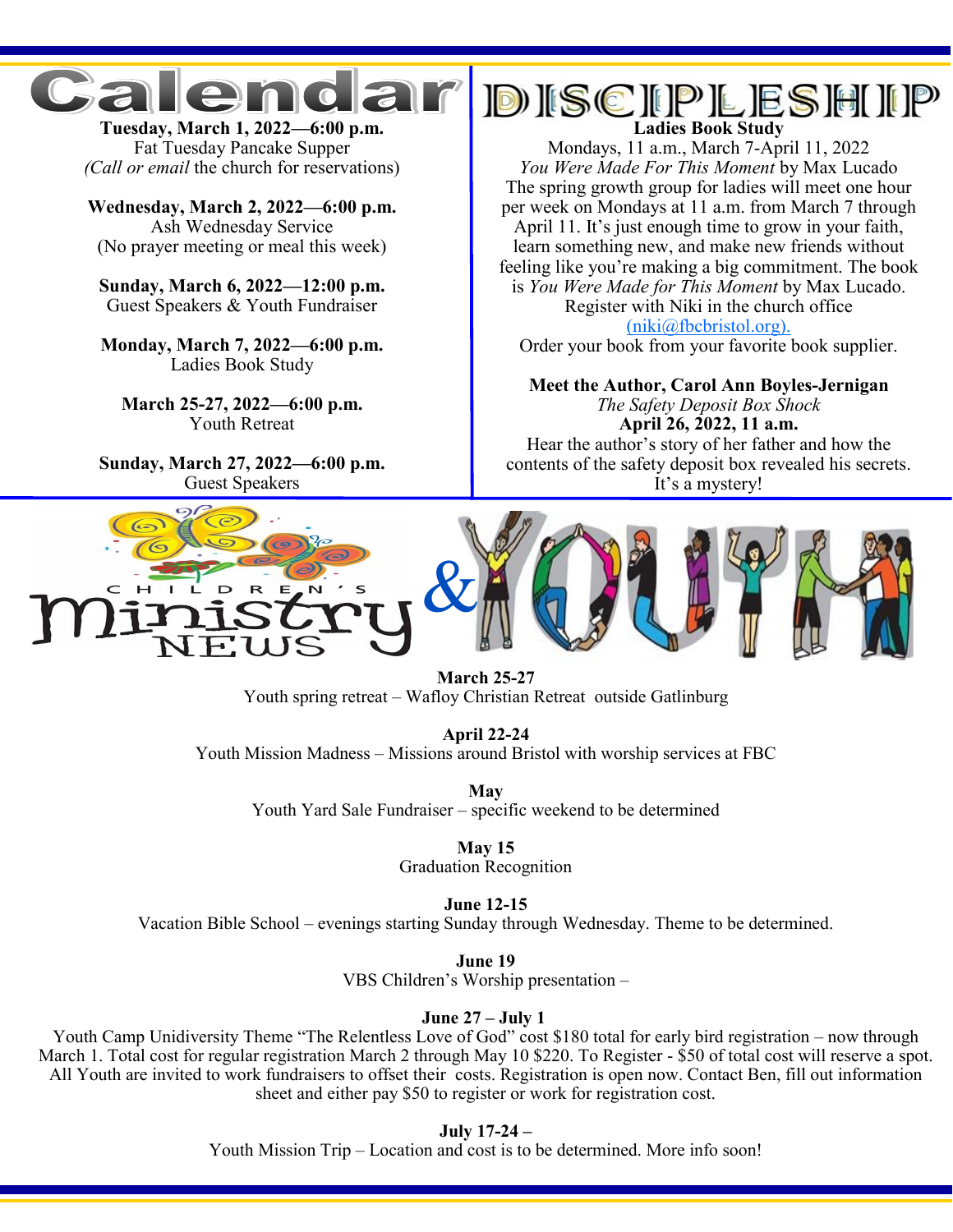# Calendar

**Tuesday, March 1, 2022—6:00 p.m.**
Fat Tuesday Pancake Supper
*(Call or email* the church for reservations)

**Wednesday, March 2, 2022—6:00 p.m.**
Ash Wednesday Service
(No prayer meeting or meal this week)

**Sunday, March 6, 2022—12:00 p.m.**
Guest Speakers & Youth Fundraiser

**Monday, March 7, 2022—6:00 p.m.**
Ladies Book Study

**March 25-27, 2022—6:00 p.m.**
Youth Retreat

**Sunday, March 27, 2022—6:00 p.m.**
Guest Speakers

# DISCIPLESHIP

**Ladies Book Study**
Mondays, 11 a.m., March 7-April 11, 2022
*You Were Made For This Moment* by Max Lucado
The spring growth group for ladies will meet one hour per week on Mondays at 11 a.m. from March 7 through April 11. It's just enough time to grow in your faith, learn something new, and make new friends without feeling like you're making a big commitment. The book is *You Were Made for This Moment* by Max Lucado. Register with Niki in the church office (niki@fbcbristol.org).
Order your book from your favorite book supplier.

**Meet the Author, Carol Ann Boyles-Jernigan**
*The Safety Deposit Box Shock*
**April 26, 2022, 11 a.m.**
Hear the author's story of her father and how the contents of the safety deposit box revealed his secrets. It's a mystery!

# Children's Ministry News & Youth

**March 25-27**
Youth spring retreat – Wafloy Christian Retreat outside Gatlinburg

**April 22-24**
Youth Mission Madness – Missions around Bristol with worship services at FBC

**May**
Youth Yard Sale Fundraiser – specific weekend to be determined

**May 15**
Graduation Recognition

**June 12-15**
Vacation Bible School – evenings starting Sunday through Wednesday. Theme to be determined.

**June 19**
VBS Children's Worship presentation –

**June 27 – July 1**
Youth Camp Unidiversity Theme "The Relentless Love of God" cost $180 total for early bird registration – now through March 1. Total cost for regular registration March 2 through May 10 $220. To Register - $50 of total cost will reserve a spot. All Youth are invited to work fundraisers to offset their costs. Registration is open now. Contact Ben, fill out information sheet and either pay $50 to register or work for registration cost.

**July 17-24 –**
Youth Mission Trip – Location and cost is to be determined. More info soon!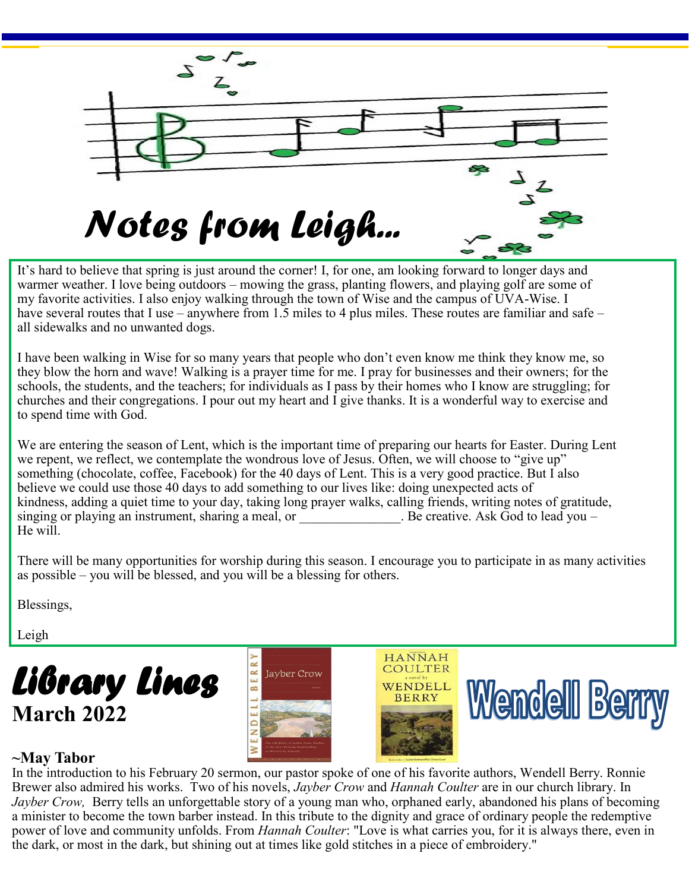# Notes from Leigh...

It's hard to believe that spring is just around the corner! I, for one, am looking forward to longer days and warmer weather. I love being outdoors – mowing the grass, planting flowers, and playing golf are some of my favorite activities. I also enjoy walking through the town of Wise and the campus of UVA-Wise. I have several routes that I use – anywhere from 1.5 miles to 4 plus miles. These routes are familiar and safe – all sidewalks and no unwanted dogs.

I have been walking in Wise for so many years that people who don't even know me think they know me, so they blow the horn and wave! Walking is a prayer time for me. I pray for businesses and their owners; for the schools, the students, and the teachers; for individuals as I pass by their homes who I know are struggling; for churches and their congregations. I pour out my heart and I give thanks. It is a wonderful way to exercise and to spend time with God.

We are entering the season of Lent, which is the important time of preparing our hearts for Easter. During Lent we repent, we reflect, we contemplate the wondrous love of Jesus. Often, we will choose to "give up" something (chocolate, coffee, Facebook) for the 40 days of Lent. This is a very good practice. But I also believe we could use those 40 days to add something to our lives like: doing unexpected acts of kindness, adding a quiet time to your day, taking long prayer walks, calling friends, writing notes of gratitude, singing or playing an instrument, sharing a meal, or _______________. Be creative. Ask God to lead you – He will.

There will be many opportunities for worship during this season. I encourage you to participate in as many activities as possible – you will be blessed, and you will be a blessing for others.

Blessings,

Leigh

# Library Lines

**March 2022**

**Wendell Berry**

**~May Tabor**

In the introduction to his February 20 sermon, our pastor spoke of one of his favorite authors, Wendell Berry. Ronnie Brewer also admired his works. Two of his novels, *Jayber Crow* and *Hannah Coulter* are in our church library. In *Jayber Crow,* Berry tells an unforgettable story of a young man who, orphaned early, abandoned his plans of becoming a minister to become the town barber instead. In this tribute to the dignity and grace of ordinary people the redemptive power of love and community unfolds. From *Hannah Coulter*: "Love is what carries you, for it is always there, even in the dark, or most in the dark, but shining out at times like gold stitches in a piece of embroidery."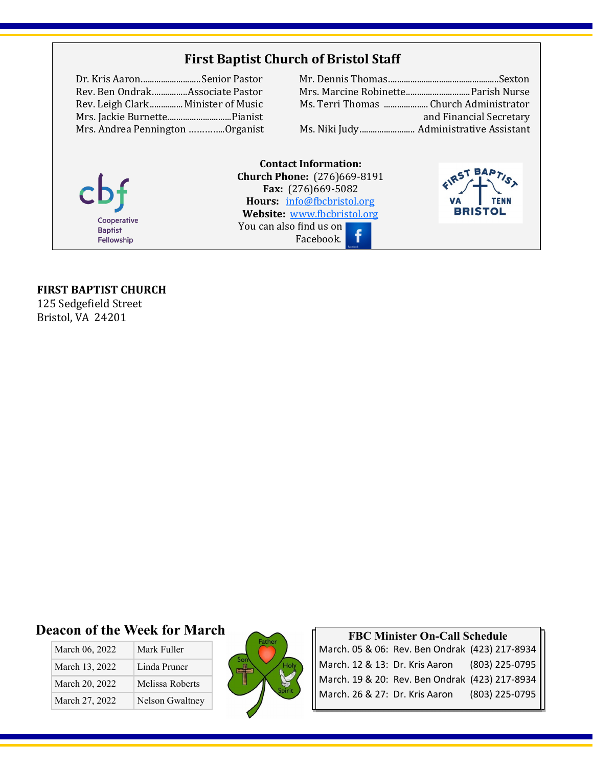## First Baptist Church of Bristol Staff

Dr. Kris Aaron............................Senior Pastor
Rev. Ben Ondrak................Associate Pastor
Rev. Leigh Clark............... Minister of Music
Mrs. Jackie Burnette.............................Pianist
Mrs. Andrea Pennington …………..Organist

Mr. Dennis Thomas..................................................Sexton
Mrs. Marcine Robinette............................Parish Nurse
Ms. Terri Thomas .................... Church Administrator and Financial Secretary
Ms. Niki Judy......................... Administrative Assistant

Cooperative Baptist Fellowship

**Contact Information:**
**Church Phone:** (276)669-8191
**Fax:** (276)669-5082
**Hours:** info@fbcbristol.org
**Website:** www.fbcbristol.org
You can also find us on Facebook.

FIRST BAPTIST VA TENN BRISTOL

**FIRST BAPTIST CHURCH**
125 Sedgefield Street
Bristol, VA 24201

## Deacon of the Week for March

| | |
|---|---|
| March 06, 2022 | Mark Fuller |
| March 13, 2022 | Linda Pruner |
| March 20, 2022 | Melissa Roberts |
| March 27, 2022 | Nelson Gwaltney |

Father
Son
Holy Spirit

## FBC Minister On-Call Schedule

| | | |
|---|---|---|
| March. 05 & 06: | Rev. Ben Ondrak | (423) 217-8934 |
| March. 12 & 13: | Dr. Kris Aaron | (803) 225-0795 |
| March. 19 & 20: | Rev. Ben Ondrak | (423) 217-8934 |
| March. 26 & 27: | Dr. Kris Aaron | (803) 225-0795 |